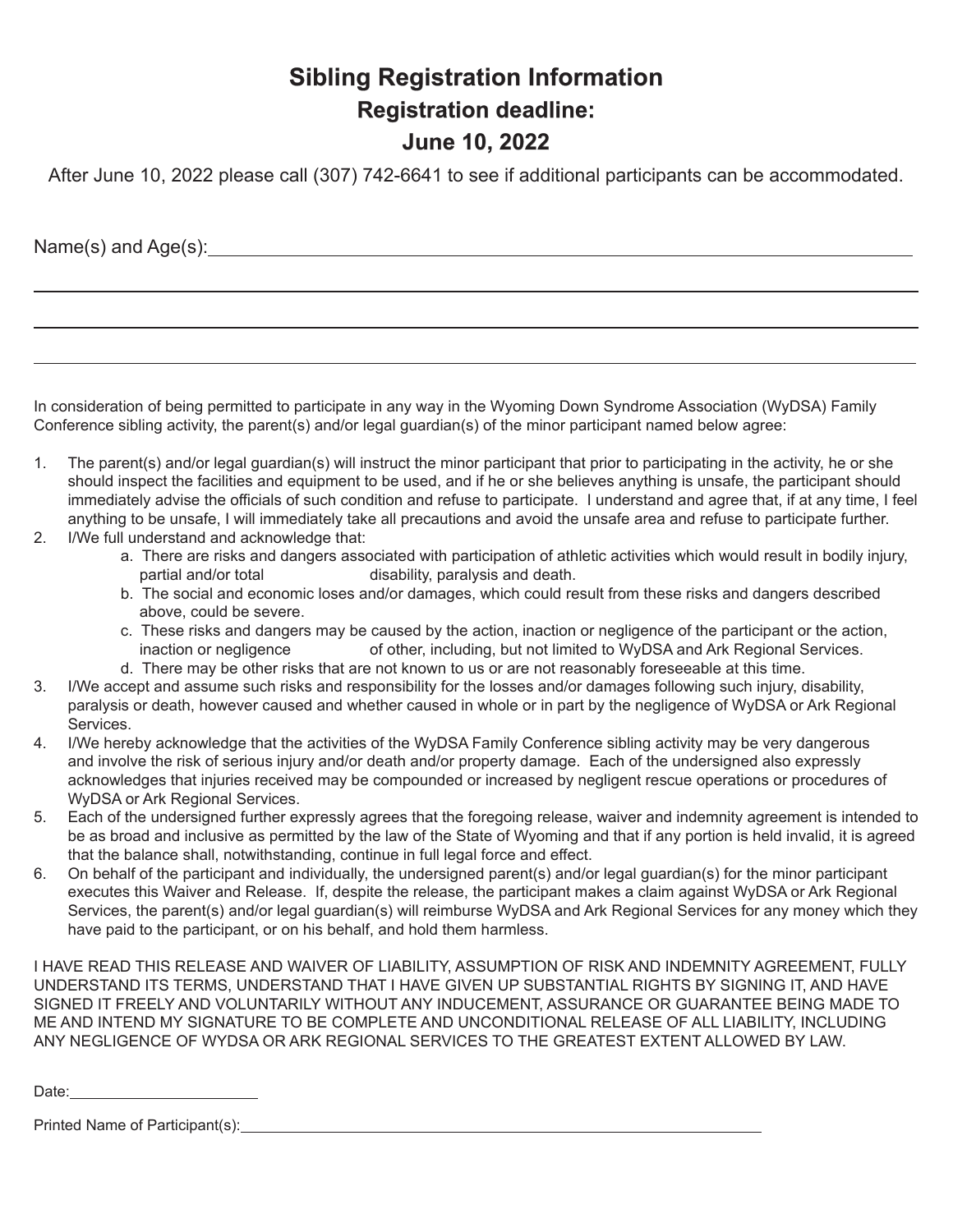# Sibling Registration Information

## Registration deadline:

## June 10, 2022

After June 10, 2022 please call (307) 742-6641 to see if additional participants can be accommodated.

Name(s) and Age(s):\_\_\_\_\_\_\_\_\_\_\_\_\_\_\_\_\_\_\_\_\_\_\_\_\_\_\_\_\_\_\_\_\_\_\_\_\_\_\_\_\_\_\_\_\_\_\_\_

In consideration of being permitted to participate in any way in the Wyoming Down Syndrome Association (WyDSA) Family Conference sibling activity, the parent(s) and/or legal guardian(s) of the minor participant named below agree:

1. The parent(s) and/or legal guardian(s) will instruct the minor participant that prior to participating in the activity, he or she should inspect the facilities and equipment to be used, and if he or she believes anything is unsafe, the participant should immediately advise the officials of such condition and refuse to participate. I understand and agree that, if at any time, I feel anything to be unsafe, I will immediately take all precautions and avoid the unsafe area and refuse to participate further.
2. I/We full understand and acknowledge that:
   a. There are risks and dangers associated with participation of athletic activities which would result in bodily injury, partial and/or total disability, paralysis and death.
   b. The social and economic loses and/or damages, which could result from these risks and dangers described above, could be severe.
   c. These risks and dangers may be caused by the action, inaction or negligence of the participant or the action, inaction or negligence of other, including, but not limited to WyDSA and Ark Regional Services.
   d. There may be other risks that are not known to us or are not reasonably foreseeable at this time.
3. I/We accept and assume such risks and responsibility for the losses and/or damages following such injury, disability, paralysis or death, however caused and whether caused in whole or in part by the negligence of WyDSA or Ark Regional Services.
4. I/We hereby acknowledge that the activities of the WyDSA Family Conference sibling activity may be very dangerous and involve the risk of serious injury and/or death and/or property damage. Each of the undersigned also expressly acknowledges that injuries received may be compounded or increased by negligent rescue operations or procedures of WyDSA or Ark Regional Services.
5. Each of the undersigned further expressly agrees that the foregoing release, waiver and indemnity agreement is intended to be as broad and inclusive as permitted by the law of the State of Wyoming and that if any portion is held invalid, it is agreed that the balance shall, notwithstanding, continue in full legal force and effect.
6. On behalf of the participant and individually, the undersigned parent(s) and/or legal guardian(s) for the minor participant executes this Waiver and Release. If, despite the release, the participant makes a claim against WyDSA or Ark Regional Services, the parent(s) and/or legal guardian(s) will reimburse WyDSA and Ark Regional Services for any money which they have paid to the participant, or on his behalf, and hold them harmless.

I HAVE READ THIS RELEASE AND WAIVER OF LIABILITY, ASSUMPTION OF RISK AND INDEMNITY AGREEMENT, FULLY UNDERSTAND ITS TERMS, UNDERSTAND THAT I HAVE GIVEN UP SUBSTANTIAL RIGHTS BY SIGNING IT, AND HAVE SIGNED IT FREELY AND VOLUNTARILY WITHOUT ANY INDUCEMENT, ASSURANCE OR GUARANTEE BEING MADE TO ME AND INTEND MY SIGNATURE TO BE COMPLETE AND UNCONDITIONAL RELEASE OF ALL LIABILITY, INCLUDING ANY NEGLIGENCE OF WYDSA OR ARK REGIONAL SERVICES TO THE GREATEST EXTENT ALLOWED BY LAW.

Date:\_\_\_\_\_\_\_\_\_\_\_\_\_\_\_\_

Printed Name of Participant(s):\_\_\_\_\_\_\_\_\_\_\_\_\_\_\_\_\_\_\_\_\_\_\_\_\_\_\_\_\_\_\_\_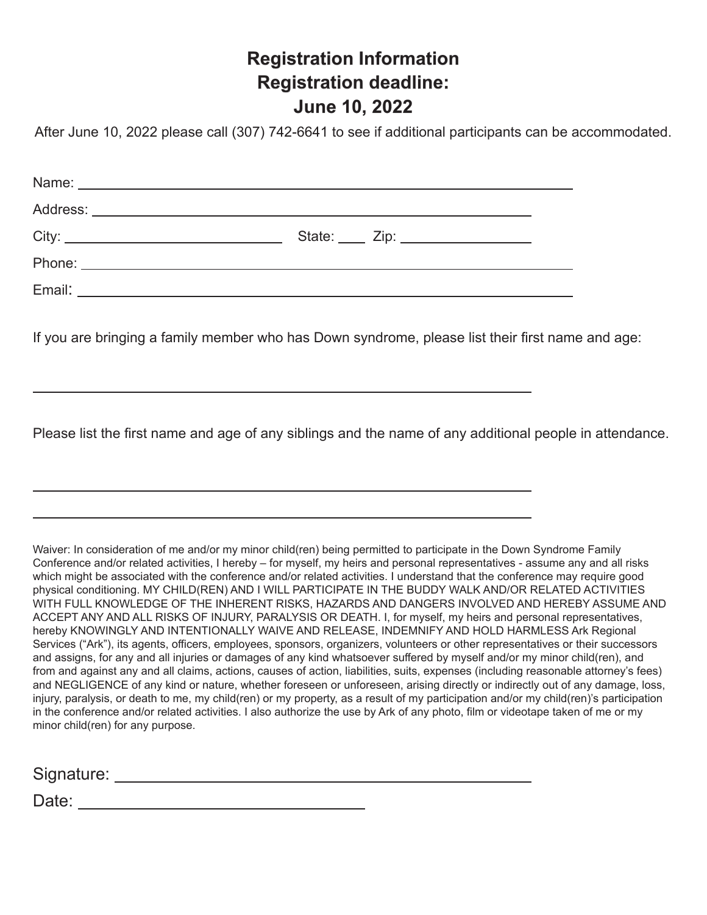# Registration Information
# Registration deadline:
# June 10, 2022

After June 10, 2022 please call (307) 742-6641 to see if additional participants can be accommodated.

Name: ______________________________________________

Address: ____________________________________________

City: ______________________ State: ____ Zip: ______________

Phone: ______________________________________________

Email: ______________________________________________

If you are bringing a family member who has Down syndrome, please list their first name and age:

______________________________________________

Please list the first name and age of any siblings and the name of any additional people in attendance.

______________________________________________

______________________________________________

Waiver: In consideration of me and/or my minor child(ren) being permitted to participate in the Down Syndrome Family Conference and/or related activities, I hereby – for myself, my heirs and personal representatives - assume any and all risks which might be associated with the conference and/or related activities. I understand that the conference may require good physical conditioning. MY CHILD(REN) AND I WILL PARTICIPATE IN THE BUDDY WALK AND/OR RELATED ACTIVITIES WITH FULL KNOWLEDGE OF THE INHERENT RISKS, HAZARDS AND DANGERS INVOLVED AND HEREBY ASSUME AND ACCEPT ANY AND ALL RISKS OF INJURY, PARALYSIS OR DEATH. I, for myself, my heirs and personal representatives, hereby KNOWINGLY AND INTENTIONALLY WAIVE AND RELEASE, INDEMNIFY AND HOLD HARMLESS Ark Regional Services ("Ark"), its agents, officers, employees, sponsors, organizers, volunteers or other representatives or their successors and assigns, for any and all injuries or damages of any kind whatsoever suffered by myself and/or my minor child(ren), and from and against any and all claims, actions, causes of action, liabilities, suits, expenses (including reasonable attorney's fees) and NEGLIGENCE of any kind or nature, whether foreseen or unforeseen, arising directly or indirectly out of any damage, loss, injury, paralysis, or death to me, my child(ren) or my property, as a result of my participation and/or my child(ren)'s participation in the conference and/or related activities. I also authorize the use by Ark of any photo, film or videotape taken of me or my minor child(ren) for any purpose.

Signature: ____________________________________________

Date: ______________________________